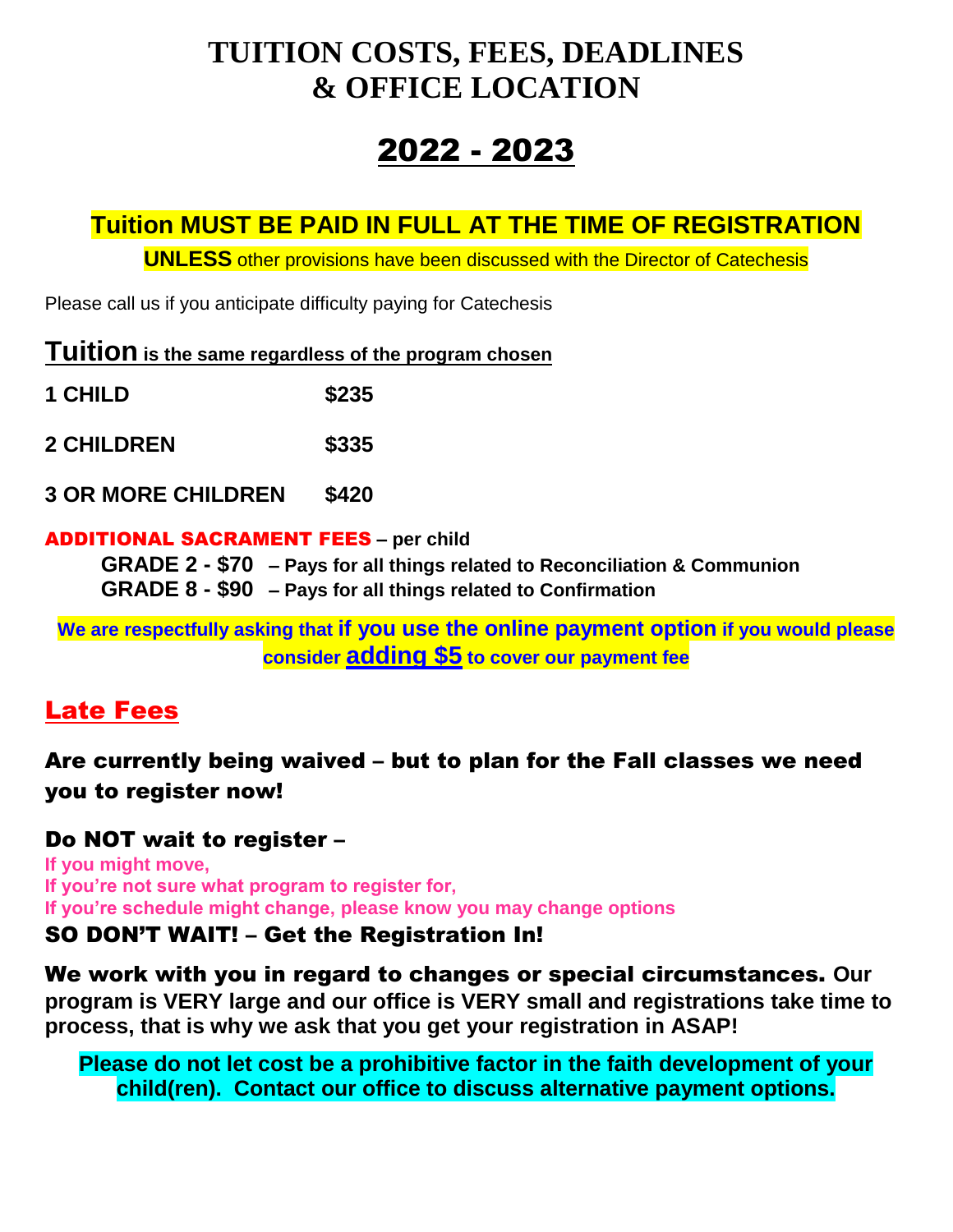# TUITION COSTS, FEES, DEADLINES & OFFICE LOCATION

# 2022 - 2023

## Tuition MUST BE PAID IN FULL AT THE TIME OF REGISTRATION

**UNLESS** other provisions have been discussed with the Director of Catechesis

Please call us if you anticipate difficulty paying for Catechesis

### Tuition is the same regardless of the program chosen

| | |
|---|---|
| **1 CHILD** | **$235** |
| **2 CHILDREN** | **$335** |
| **3 OR MORE CHILDREN** | **$420** |

**ADDITIONAL SACRAMENT FEES – per child**

- **GRADE 2 - $70 – Pays for all things related to Reconciliation & Communion**
- **GRADE 8 - $90 – Pays for all things related to Confirmation**

**We are respectfully asking that if you use the online payment option if you would please consider adding $5 to cover our payment fee**

## Late Fees

### Are currently being waived – but to plan for the Fall classes we need you to register now!

### Do NOT wait to register –

**If you might move,**
**If you're not sure what program to register for,**
**If you're schedule might change, please know you may change options**

### SO DON'T WAIT! – Get the Registration In!

**We work with you in regard to changes or special circumstances. Our program is VERY large and our office is VERY small and registrations take time to process, that is why we ask that you get your registration in ASAP!**

**Please do not let cost be a prohibitive factor in the faith development of your child(ren). Contact our office to discuss alternative payment options.**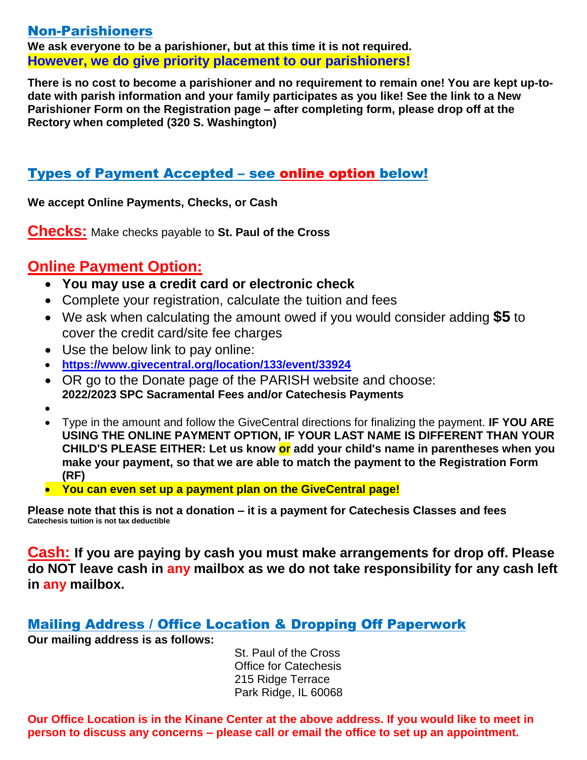## Non-Parishioners

**We ask everyone to be a parishioner, but at this time it is not required.**
**However, we do give priority placement to our parishioners!**

**There is no cost to become a parishioner and no requirement to remain one! You are kept up-to-date with parish information and your family participates as you like! See the link to a New Parishioner Form on the Registration page – after completing form, please drop off at the Rectory when completed (320 S. Washington)**

## Types of Payment Accepted – see online option below!

**We accept Online Payments, Checks, or Cash**

**Checks:** Make checks payable to **St. Paul of the Cross**

## Online Payment Option:

- **You may use a credit card or electronic check**
- Complete your registration, calculate the tuition and fees
- We ask when calculating the amount owed if you would consider adding **$5** to cover the credit card/site fee charges
- Use the below link to pay online:
- **https://www.givecentral.org/location/133/event/33924**
- OR go to the Donate page of the PARISH website and choose: **2022/2023 SPC Sacramental Fees and/or Catechesis Payments**
-
- Type in the amount and follow the GiveCentral directions for finalizing the payment. **IF YOU ARE USING THE ONLINE PAYMENT OPTION, IF YOUR LAST NAME IS DIFFERENT THAN YOUR CHILD'S PLEASE EITHER: Let us know or add your child's name in parentheses when you make your payment, so that we are able to match the payment to the Registration Form (RF)**
- **You can even set up a payment plan on the GiveCentral page!**

**Please note that this is not a donation – it is a payment for Catechesis Classes and fees**
**Catechesis tuition is not tax deductible**

**Cash: If you are paying by cash you must make arrangements for drop off. Please do NOT leave cash in any mailbox as we do not take responsibility for any cash left in any mailbox.**

## Mailing Address / Office Location & Dropping Off Paperwork

**Our mailing address is as follows:**

St. Paul of the Cross
Office for Catechesis
215 Ridge Terrace
Park Ridge, IL 60068

**Our Office Location is in the Kinane Center at the above address. If you would like to meet in person to discuss any concerns – please call or email the office to set up an appointment.**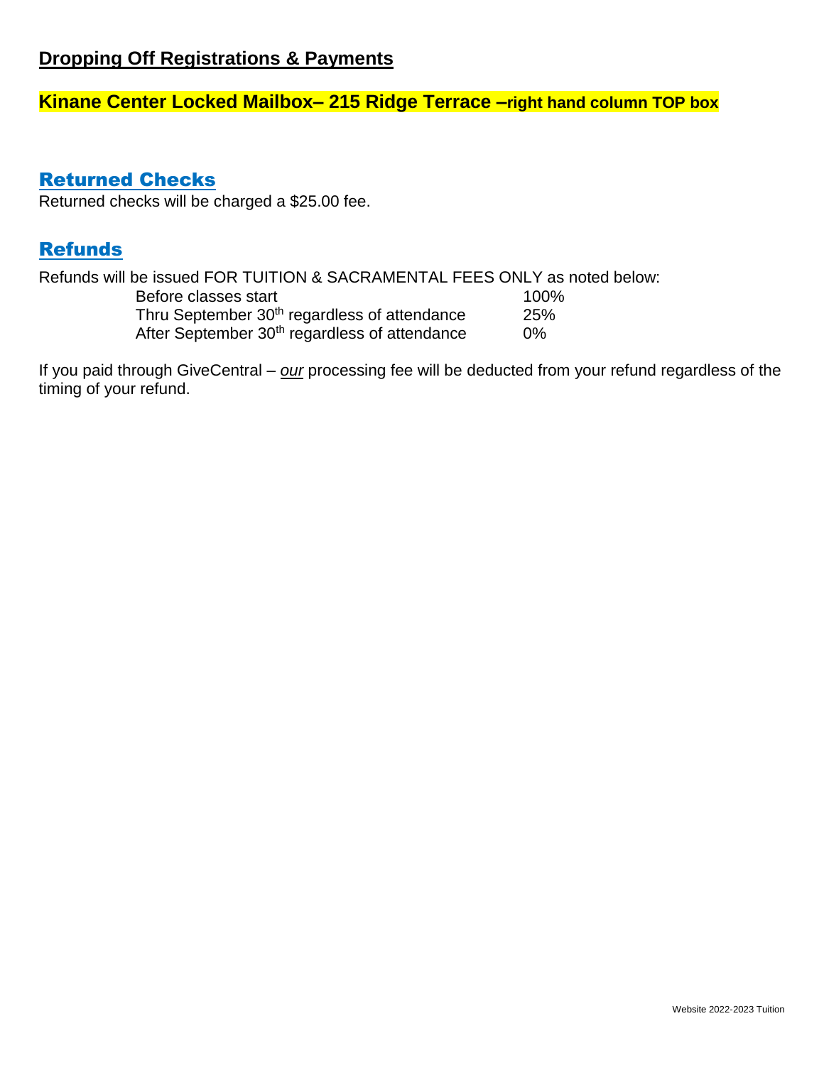## Dropping Off Registrations & Payments

**Kinane Center Locked Mailbox– 215 Ridge Terrace –right hand column TOP box**

## Returned Checks

Returned checks will be charged a $25.00 fee.

## Refunds

Refunds will be issued FOR TUITION & SACRAMENTAL FEES ONLY as noted below:

| | |
|---|---|
| Before classes start | 100% |
| Thru September 30th regardless of attendance | 25% |
| After September 30th regardless of attendance | 0% |

If you paid through GiveCentral – ***our*** processing fee will be deducted from your refund regardless of the timing of your refund.